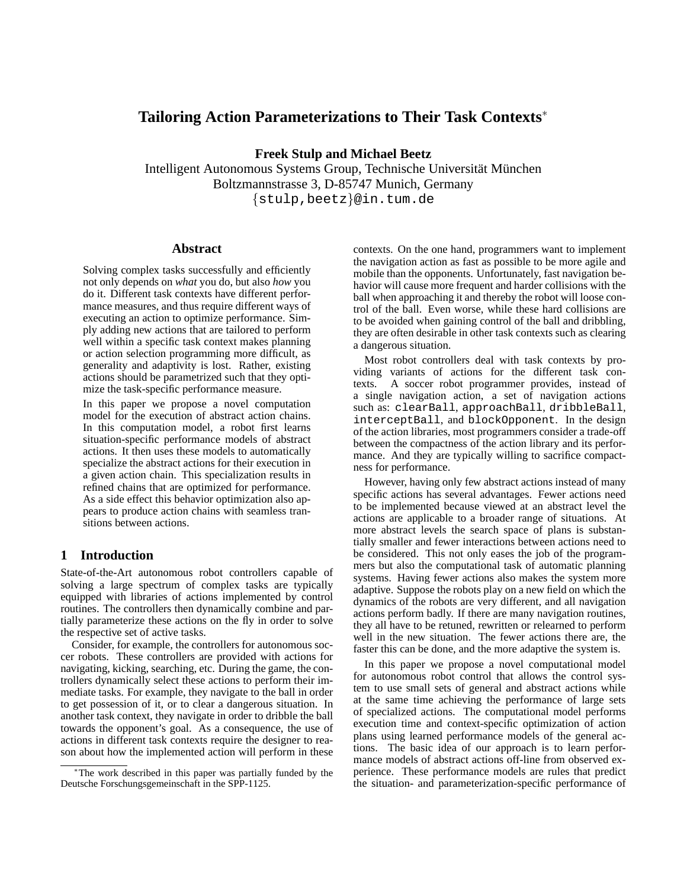# Tailoring Action Parameterizations to Their Task Contexts*

**Freek Stulp and Michael Beetz**
Intelligent Autonomous Systems Group, Technische Universität München
Boltzmannstrasse 3, D-85747 Munich, Germany
{stulp,beetz}@in.tum.de

## Abstract

Solving complex tasks successfully and efficiently not only depends on *what* you do, but also *how* you do it. Different task contexts have different performance measures, and thus require different ways of executing an action to optimize performance. Simply adding new actions that are tailored to perform well within a specific task context makes planning or action selection programming more difficult, as generality and adaptivity is lost. Rather, existing actions should be parametrized such that they optimize the task-specific performance measure.

In this paper we propose a novel computation model for the execution of abstract action chains. In this computation model, a robot first learns situation-specific performance models of abstract actions. It then uses these models to automatically specialize the abstract actions for their execution in a given action chain. This specialization results in refined chains that are optimized for performance. As a side effect this behavior optimization also appears to produce action chains with seamless transitions between actions.

## 1 Introduction

State-of-the-Art autonomous robot controllers capable of solving a large spectrum of complex tasks are typically equipped with libraries of actions implemented by control routines. The controllers then dynamically combine and partially parameterize these actions on the fly in order to solve the respective set of active tasks.

Consider, for example, the controllers for autonomous soccer robots. These controllers are provided with actions for navigating, kicking, searching, etc. During the game, the controllers dynamically select these actions to perform their immediate tasks. For example, they navigate to the ball in order to get possession of it, or to clear a dangerous situation. In another task context, they navigate in order to dribble the ball towards the opponent's goal. As a consequence, the use of actions in different task contexts require the designer to reason about how the implemented action will perform in these contexts. On the one hand, programmers want to implement the navigation action as fast as possible to be more agile and mobile than the opponents. Unfortunately, fast navigation behavior will cause more frequent and harder collisions with the ball when approaching it and thereby the robot will loose control of the ball. Even worse, while these hard collisions are to be avoided when gaining control of the ball and dribbling, they are often desirable in other task contexts such as clearing a dangerous situation.

Most robot controllers deal with task contexts by providing variants of actions for the different task contexts. A soccer robot programmer provides, instead of a single navigation action, a set of navigation actions such as: `clearBall`, `approachBall`, `dribbleBall`, `interceptBall`, and `blockOpponent`. In the design of the action libraries, most programmers consider a trade-off between the compactness of the action library and its performance. And they are typically willing to sacrifice compactness for performance.

However, having only few abstract actions instead of many specific actions has several advantages. Fewer actions need to be implemented because viewed at an abstract level the actions are applicable to a broader range of situations. At more abstract levels the search space of plans is substantially smaller and fewer interactions between actions need to be considered. This not only eases the job of the programmers but also the computational task of automatic planning systems. Having fewer actions also makes the system more adaptive. Suppose the robots play on a new field on which the dynamics of the robots are very different, and all navigation actions perform badly. If there are many navigation routines, they all have to be retuned, rewritten or relearned to perform well in the new situation. The fewer actions there are, the faster this can be done, and the more adaptive the system is.

In this paper we propose a novel computational model for autonomous robot control that allows the control system to use small sets of general and abstract actions while at the same time achieving the performance of large sets of specialized actions. The computational model performs execution time and context-specific optimization of action plans using learned performance models of the general actions. The basic idea of our approach is to learn performance models of abstract actions off-line from observed experience. These performance models are rules that predict the situation- and parameterization-specific performance of

*The work described in this paper was partially funded by the Deutsche Forschungsgemeinschaft in the SPP-1125.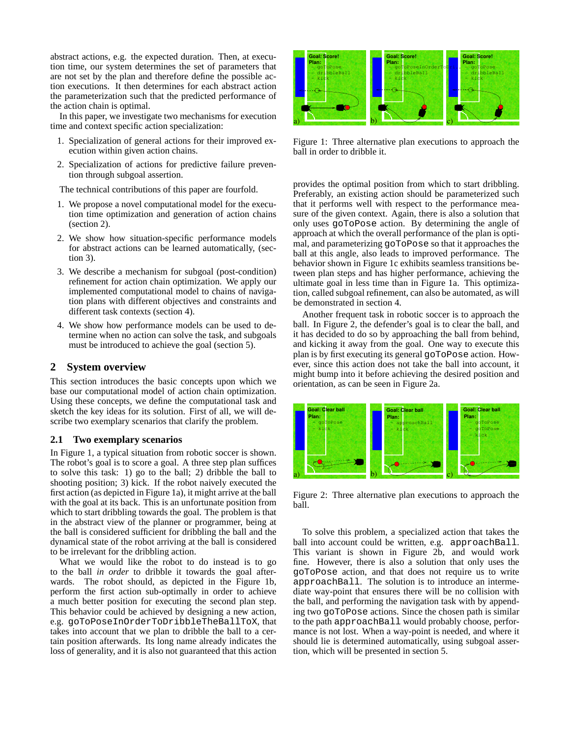abstract actions, e.g. the expected duration. Then, at execution time, our system determines the set of parameters that are not set by the plan and therefore define the possible action executions. It then determines for each abstract action the parameterization such that the predicted performance of the action chain is optimal.

In this paper, we investigate two mechanisms for execution time and context specific action specialization:

1. Specialization of general actions for their improved execution within given action chains.
2. Specialization of actions for predictive failure prevention through subgoal assertion.

The technical contributions of this paper are fourfold.

1. We propose a novel computational model for the execution time optimization and generation of action chains (section 2).
2. We show how situation-specific performance models for abstract actions can be learned automatically, (section 3).
3. We describe a mechanism for subgoal (post-condition) refinement for action chain optimization. We apply our implemented computational model to chains of navigation plans with different objectives and constraints and different task contexts (section 4).
4. We show how performance models can be used to determine when no action can solve the task, and subgoals must be introduced to achieve the goal (section 5).

## 2 System overview

This section introduces the basic concepts upon which we base our computational model of action chain optimization. Using these concepts, we define the computational task and sketch the key ideas for its solution. First of all, we will describe two exemplary scenarios that clarify the problem.

### 2.1 Two exemplary scenarios

In Figure 1, a typical situation from robotic soccer is shown. The robot's goal is to score a goal. A three step plan suffices to solve this task: 1) go to the ball; 2) dribble the ball to shooting position; 3) kick. If the robot naively executed the first action (as depicted in Figure 1a), it might arrive at the ball with the goal at its back. This is an unfortunate position from which to start dribbling towards the goal. The problem is that in the abstract view of the planner or programmer, being at the ball is considered sufficient for dribbling the ball and the dynamical state of the robot arriving at the ball is considered to be irrelevant for the dribbling action.

What we would like the robot to do instead is to go to the ball *in order* to dribble it towards the goal afterwards. The robot should, as depicted in the Figure 1b, perform the first action sub-optimally in order to achieve a much better position for executing the second plan step. This behavior could be achieved by designing a new action, e.g. `goToPoseInOrderToDribbleTheBallToX`, that takes into account that we plan to dribble the ball to a certain position afterwards. Its long name already indicates the loss of generality, and it is also not guaranteed that this action

Goal: Score!
Plan:
- goToPose
- dribbleBall
- kick

Goal: Score!
Plan:
- goToPoseInOrderTo...
- dribbleBall
- kick

Goal: Score!
Plan:
- goToPose
- dribbleBall
- kick

a) b) c)

Figure 1: Three alternative plan executions to approach the ball in order to dribble it.

provides the optimal position from which to start dribbling. Preferably, an existing action should be parameterized such that it performs well with respect to the performance measure of the given context. Again, there is also a solution that only uses `goToPose` action. By determining the angle of approach at which the overall performance of the plan is optimal, and parameterizing `goToPose` so that it approaches the ball at this angle, also leads to improved performance. The behavior shown in Figure 1c exhibits seamless transitions between plan steps and has higher performance, achieving the ultimate goal in less time than in Figure 1a. This optimization, called subgoal refinement, can also be automated, as will be demonstrated in section 4.

Another frequent task in robotic soccer is to approach the ball. In Figure 2, the defender's goal is to clear the ball, and it has decided to do so by approaching the ball from behind, and kicking it away from the goal. One way to execute this plan is by first executing its general `goToPose` action. However, since this action does not take the ball into account, it might bump into it before achieving the desired position and orientation, as can be seen in Figure 2a.

Goal: Clear ball
Plan:
- goToPose
- kick

Goal: Clear ball
Plan:
- approachBall
- kick

Goal: Clear ball
Plan:
- goToPose
- goToPose
- kick

a) b) c)

Figure 2: Three alternative plan executions to approach the ball.

To solve this problem, a specialized action that takes the ball into account could be written, e.g. `approachBall`. This variant is shown in Figure 2b, and would work fine. However, there is also a solution that only uses the `goToPose` action, and that does not require us to write `approachBall`. The solution is to introduce an intermediate way-point that ensures there will be no collision with the ball, and performing the navigation task with by appending two `goToPose` actions. Since the chosen path is similar to the path `approachBall` would probably choose, performance is not lost. When a way-point is needed, and where it should lie is determined automatically, using subgoal assertion, which will be presented in section 5.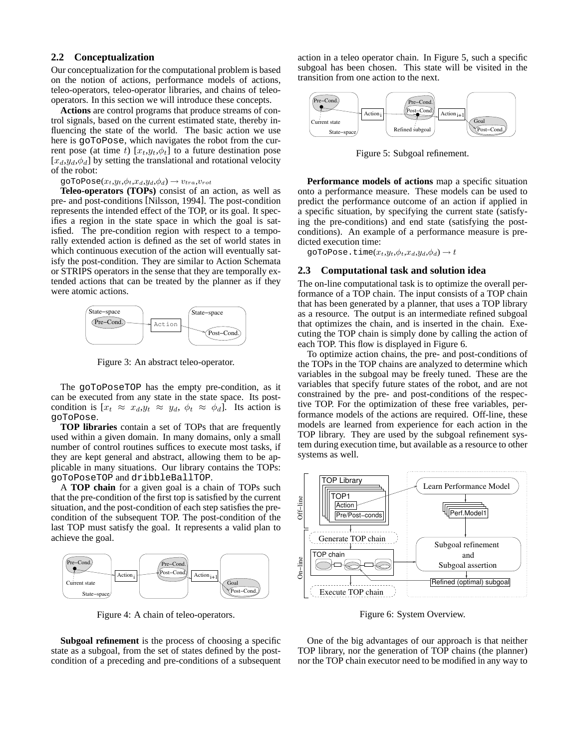## 2.2 Conceptualization

Our conceptualization for the computational problem is based on the notion of actions, performance models of actions, teleo-operators, teleo-operator libraries, and chains of teleo-operators. In this section we will introduce these concepts.

**Actions** are control programs that produce streams of control signals, based on the current estimated state, thereby influencing the state of the world. The basic action we use here is goToPose, which navigates the robot from the current pose (at time $t$) [$x_t$,$y_t$,$\phi_t$] to a future destination pose [$x_d$,$y_d$,$\phi_d$] by setting the translational and rotational velocity of the robot:

goToPose($x_t$,$y_t$,$\phi_t$,$x_d$,$y_d$,$\phi_d$) $\rightarrow v_{tra}$,$v_{rot}$

**Teleo-operators (TOPs)** consist of an action, as well as pre- and post-conditions [Nilsson, 1994]. The post-condition represents the intended effect of the TOP, or its goal. It specifies a region in the state space in which the goal is satisfied. The pre-condition region with respect to a temporally extended action is defined as the set of world states in which continuous execution of the action will eventually satisfy the post-condition. They are similar to Action Schemata or STRIPS operators in the sense that they are temporally extended actions that can be treated by the planner as if they were atomic actions.

State−space
Pre−Cond.
Action
State−space
Post−Cond.

Figure 3: An abstract teleo-operator.

The goToPoseTOP has the empty pre-condition, as it can be executed from any state in the state space. Its post-condition is [$x_t \approx x_d$,$y_t \approx y_d$, $\phi_t \approx \phi_d$]. Its action is goToPose.

**TOP libraries** contain a set of TOPs that are frequently used within a given domain. In many domains, only a small number of control routines suffices to execute most tasks, if they are kept general and abstract, allowing them to be applicable in many situations. Our library contains the TOPs: goToPoseTOP and dribbleBallTOP.

A **TOP chain** for a given goal is a chain of TOPs such that the pre-condition of the first top is satisfied by the current situation, and the post-condition of each step satisfies the pre-condition of the subsequent TOP. The post-condition of the last TOP must satisfy the goal. It represents a valid plan to achieve the goal.

Pre−Cond.
Current state
State−space
Action$_i$
Pre−Cond.
Post−Cond.
Action$_{i+1}$
Goal
Post−Cond.

Figure 4: A chain of teleo-operators.

**Subgoal refinement** is the process of choosing a specific state as a subgoal, from the set of states defined by the post-condition of a preceding and pre-conditions of a subsequent action in a teleo operator chain. In Figure 5, such a specific subgoal has been chosen. This state will be visited in the transition from one action to the next.

Pre−Cond.
Current state
State−space
Action$_i$
Pre−Cond.
Post−Cond.
Refined subgoal
Action$_{i+1}$
Goal
Post−Cond.

Figure 5: Subgoal refinement.

**Performance models of actions** map a specific situation onto a performance measure. These models can be used to predict the performance outcome of an action if applied in a specific situation, by specifying the current state (satisfying the pre-conditions) and end state (satisfying the post-conditions). An example of a performance measure is predicted execution time:

goToPose.time($x_t$,$y_t$,$\phi_t$,$x_d$,$y_d$,$\phi_d$) $\rightarrow t$

## 2.3 Computational task and solution idea

The on-line computational task is to optimize the overall performance of a TOP chain. The input consists of a TOP chain that has been generated by a planner, that uses a TOP library as a resource. The output is an intermediate refined subgoal that optimizes the chain, and is inserted in the chain. Executing the TOP chain is simply done by calling the action of each TOP. This flow is displayed in Figure 6.

To optimize action chains, the pre- and post-conditions of the TOPs in the TOP chains are analyzed to determine which variables in the subgoal may be freely tuned. These are the variables that specify future states of the robot, and are not constrained by the pre- and post-conditions of the respective TOP. For the optimization of these free variables, performance models of the actions are required. Off-line, these models are learned from experience for each action in the TOP library. They are used by the subgoal refinement system during execution time, but available as a resource to other systems as well.

Off−line
TOP Library
TOP1
Action
Pre/Post−conds
Learn Performance Model
Perf.Model1
On−line
Generate TOP chain
TOP chain
Subgoal refinement and Subgoal assertion
Refined (optimal) subgoal
Execute TOP chain

Figure 6: System Overview.

One of the big advantages of our approach is that neither TOP library, nor the generation of TOP chains (the planner) nor the TOP chain executor need to be modified in any way to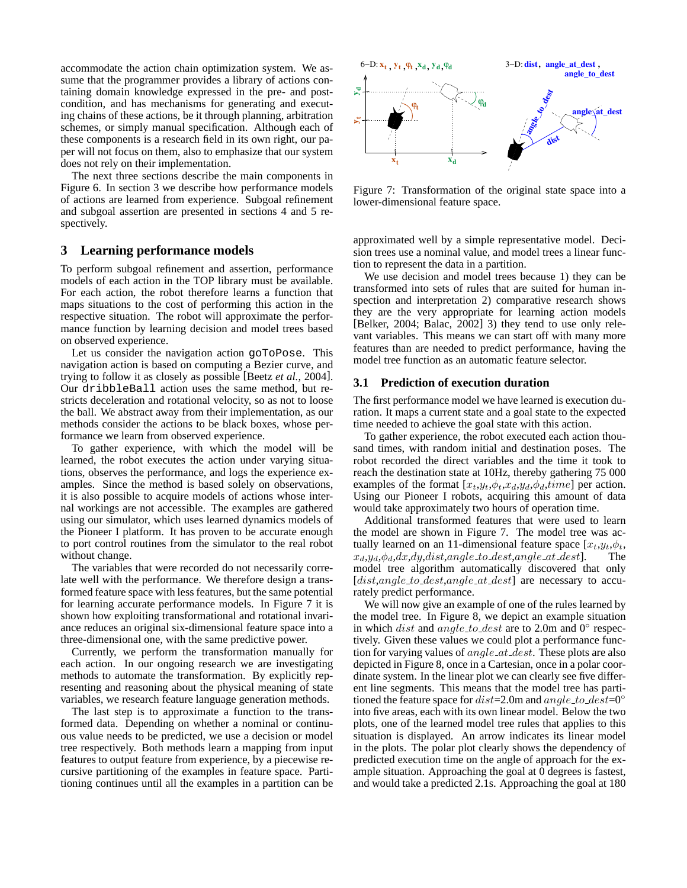accommodate the action chain optimization system. We assume that the programmer provides a library of actions containing domain knowledge expressed in the pre- and post-condition, and has mechanisms for generating and executing chains of these actions, be it through planning, arbitration schemes, or simply manual specification. Although each of these components is a research field in its own right, our paper will not focus on them, also to emphasize that our system does not rely on their implementation.

The next three sections describe the main components in Figure 6. In section 3 we describe how performance models of actions are learned from experience. Subgoal refinement and subgoal assertion are presented in sections 4 and 5 respectively.

## 3 Learning performance models

To perform subgoal refinement and assertion, performance models of each action in the TOP library must be available. For each action, the robot therefore learns a function that maps situations to the cost of performing this action in the respective situation. The robot will approximate the performance function by learning decision and model trees based on observed experience.

Let us consider the navigation action `goToPose`. This navigation action is based on computing a Bezier curve, and trying to follow it as closely as possible [Beetz *et al.*, 2004]. Our `dribbleBall` action uses the same method, but restricts deceleration and rotational velocity, so as not to loose the ball. We abstract away from their implementation, as our methods consider the actions to be black boxes, whose performance we learn from observed experience.

To gather experience, with which the model will be learned, the robot executes the action under varying situations, observes the performance, and logs the experience examples. Since the method is based solely on observations, it is also possible to acquire models of actions whose internal workings are not accessible. The examples are gathered using our simulator, which uses learned dynamics models of the Pioneer I platform. It has proven to be accurate enough to port control routines from the simulator to the real robot without change.

The variables that were recorded do not necessarily correlate well with the performance. We therefore design a transformed feature space with less features, but the same potential for learning accurate performance models. In Figure 7 it is shown how exploiting transformational and rotational invariance reduces an original six-dimensional feature space into a three-dimensional one, with the same predictive power.

Currently, we perform the transformation manually for each action. In our ongoing research we are investigating methods to automate the transformation. By explicitly representing and reasoning about the physical meaning of state variables, we research feature language generation methods.

The last step is to approximate a function to the transformed data. Depending on whether a nominal or continuous value needs to be predicted, we use a decision or model tree respectively. Both methods learn a mapping from input features to output feature from experience, by a piecewise recursive partitioning of the examples in feature space. Partitioning continues until all the examples in a partition can be approximated well by a simple representative model. Decision trees use a nominal value, and model trees a linear function to represent the data in a partition.

Figure 7: Transformation of the original state space into a lower-dimensional feature space.

We use decision and model trees because 1) they can be transformed into sets of rules that are suited for human inspection and interpretation 2) comparative research shows they are the very appropriate for learning action models [Belker, 2004; Balac, 2002] 3) they tend to use only relevant variables. This means we can start off with many more features than are needed to predict performance, having the model tree function as an automatic feature selector.

### 3.1 Prediction of execution duration

The first performance model we have learned is execution duration. It maps a current state and a goal state to the expected time needed to achieve the goal state with this action.

To gather experience, the robot executed each action thousand times, with random initial and destination poses. The robot recorded the direct variables and the time it took to reach the destination state at 10Hz, thereby gathering 75 000 examples of the format [$x_t$,$y_t$,$\phi_t$,$x_d$,$y_d$,$\phi_d$,$time$] per action. Using our Pioneer I robots, acquiring this amount of data would take approximately two hours of operation time.

Additional transformed features that were used to learn the model are shown in Figure 7. The model tree was actually learned on an 11-dimensional feature space [$x_t$,$y_t$,$\phi_t$, $x_d$,$y_d$,$\phi_d$,$dx$,$dy$,$dist$,$angle\_to\_dest$,$angle\_at\_dest$]. The model tree algorithm automatically discovered that only [$dist$,$angle\_to\_dest$,$angle\_at\_dest$] are necessary to accurately predict performance.

We will now give an example of one of the rules learned by the model tree. In Figure 8, we depict an example situation in which $dist$ and $angle\_to\_dest$ are to 2.0m and 0° respectively. Given these values we could plot a performance function for varying values of $angle\_at\_dest$. These plots are also depicted in Figure 8, once in a Cartesian, once in a polar coordinate system. In the linear plot we can clearly see five different line segments. This means that the model tree has partitioned the feature space for $dist$=2.0m and $angle\_to\_dest$=0° into five areas, each with its own linear model. Below the two plots, one of the learned model tree rules that applies to this situation is displayed. An arrow indicates its linear model in the plots. The polar plot clearly shows the dependency of predicted execution time on the angle of approach for the example situation. Approaching the goal at 0 degrees is fastest, and would take a predicted 2.1s. Approaching the goal at 180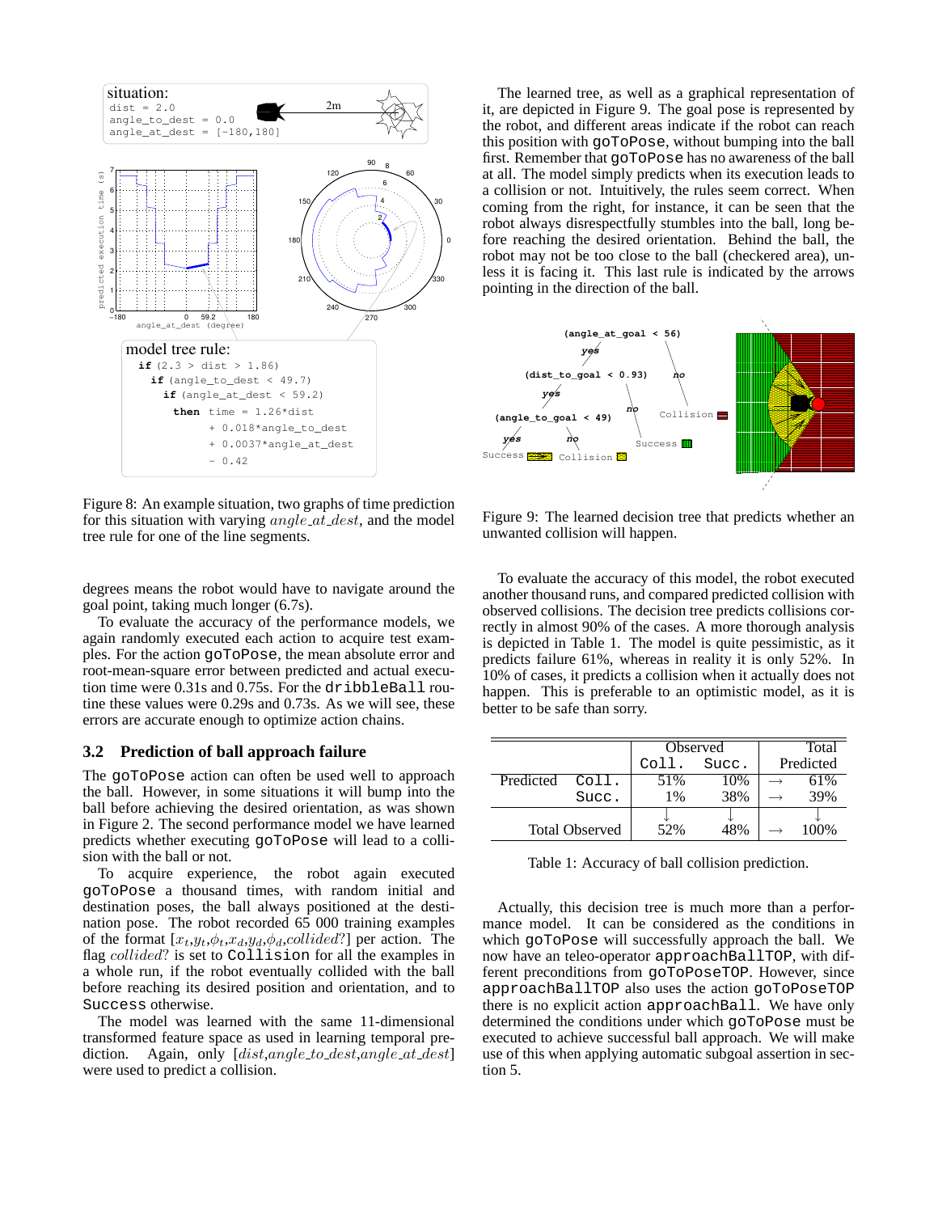situation:
dist = 2.0
angle_to_dest = 0.0
angle_at_dest = [-180,180]

2m

predicted execution time (s)

angle_at_dest (degree)

model tree rule:

```
if (2.3 > dist > 1.86)
  if (angle_to_dest < 49.7)
    if (angle_at_dest < 59.2)
      then time = 1.26*dist
             + 0.018*angle_to_dest
             + 0.0037*angle_at_dest
             - 0.42
```

Figure 8: An example situation, two graphs of time prediction for this situation with varying $angle\_at\_dest$, and the model tree rule for one of the line segments.

degrees means the robot would have to navigate around the goal point, taking much longer (6.7s).

To evaluate the accuracy of the performance models, we again randomly executed each action to acquire test examples. For the action `goToPose`, the mean absolute error and root-mean-square error between predicted and actual execution time were 0.31s and 0.75s. For the `dribbleBall` routine these values were 0.29s and 0.73s. As we will see, these errors are accurate enough to optimize action chains.

## 3.2 Prediction of ball approach failure

The `goToPose` action can often be used well to approach the ball. However, in some situations it will bump into the ball before achieving the desired orientation, as was shown in Figure 2. The second performance model we have learned predicts whether executing `goToPose` will lead to a collision with the ball or not.

To acquire experience, the robot again executed `goToPose` a thousand times, with random initial and destination poses, the ball always positioned at the destination pose. The robot recorded 65 000 training examples of the format $[x_t, y_t, \phi_t, x_d, y_d, \phi_d, collided?]$ per action. The flag $collided?$ is set to `Collision` for all the examples in a whole run, if the robot eventually collided with the ball before reaching its desired position and orientation, and to `Success` otherwise.

The model was learned with the same 11-dimensional transformed feature space as used in learning temporal prediction. Again, only $[dist, angle\_to\_dest, angle\_at\_dest]$ were used to predict a collision.

The learned tree, as well as a graphical representation of it, are depicted in Figure 9. The goal pose is represented by the robot, and different areas indicate if the robot can reach this position with `goToPose`, without bumping into the ball first. Remember that `goToPose` has no awareness of the ball at all. The model simply predicts when its execution leads to a collision or not. Intuitively, the rules seem correct. When coming from the right, for instance, it can be seen that the robot always disrespectfully stumbles into the ball, long before reaching the desired orientation. Behind the ball, the robot may not be too close to the ball (checkered area), unless it is facing it. This last rule is indicated by the arrows pointing in the direction of the ball.

(angle_at_goal < 56)
yes / no → Collision
(dist_to_goal < 0.93)
yes / no → Success
(angle_to_goal < 49)
yes → Success / no → Collision

Figure 9: The learned decision tree that predicts whether an unwanted collision will happen.

To evaluate the accuracy of this model, the robot executed another thousand runs, and compared predicted collision with observed collisions. The decision tree predicts collisions correctly in almost 90% of the cases. A more thorough analysis is depicted in Table 1. The model is quite pessimistic, as it predicts failure 61%, whereas in reality it is only 52%. In 10% of cases, it predicts a collision when it actually does not happen. This is preferable to an optimistic model, as it is better to be safe than sorry.

| | | Observed | | | Total |
|---|---|---|---|---|---|
| | | `Coll.` | `Succ.` | | Predicted |
| Predicted | `Coll.` | 51% | 10% | → | 61% |
| | `Succ.` | 1% | 38% | → | 39% |
| | | ↓ | ↓ | | ↓ |
| Total Observed | | 52% | 48% | → | 100% |

Table 1: Accuracy of ball collision prediction.

Actually, this decision tree is much more than a performance model. It can be considered as the conditions in which `goToPose` will successfully approach the ball. We now have an teleo-operator `approachBallTOP`, with different preconditions from `goToPoseTOP`. However, since `approachBallTOP` also uses the action `goToPoseTOP` there is no explicit action `approachBall`. We have only determined the conditions under which `goToPose` must be executed to achieve successful ball approach. We will make use of this when applying automatic subgoal assertion in section 5.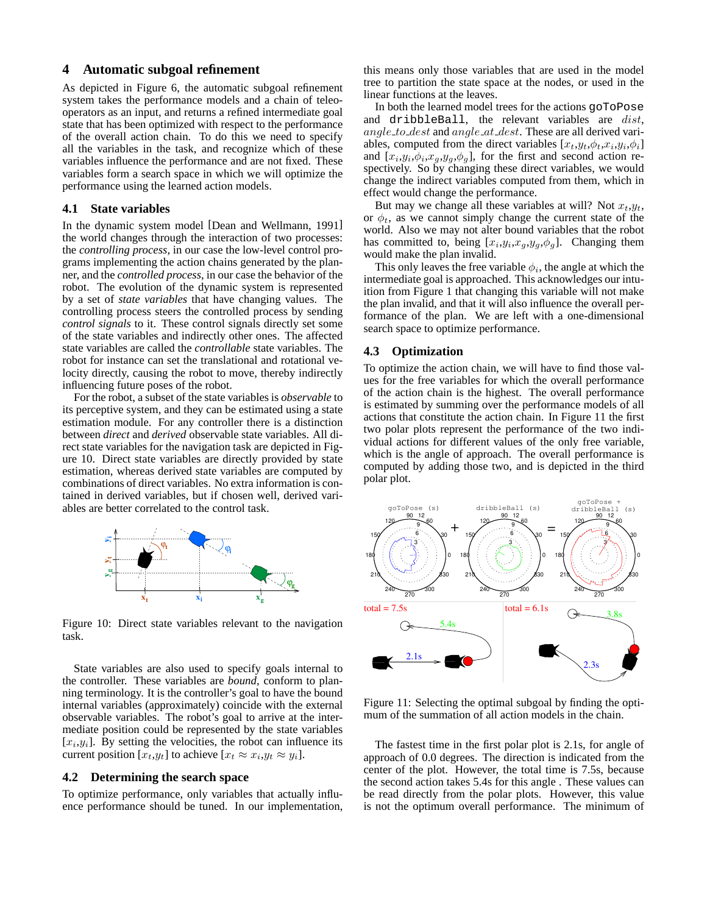## 4 Automatic subgoal refinement

As depicted in Figure 6, the automatic subgoal refinement system takes the performance models and a chain of teleo-operators as an input, and returns a refined intermediate goal state that has been optimized with respect to the performance of the overall action chain. To do this we need to specify all the variables in the task, and recognize which of these variables influence the performance and are not fixed. These variables form a search space in which we will optimize the performance using the learned action models.

### 4.1 State variables

In the dynamic system model [Dean and Wellmann, 1991] the world changes through the interaction of two processes: the *controlling process*, in our case the low-level control programs implementing the action chains generated by the planner, and the *controlled process*, in our case the behavior of the robot. The evolution of the dynamic system is represented by a set of *state variables* that have changing values. The controlling process steers the controlled process by sending *control signals* to it. These control signals directly set some of the state variables and indirectly other ones. The affected state variables are called the *controllable* state variables. The robot for instance can set the translational and rotational velocity directly, causing the robot to move, thereby indirectly influencing future poses of the robot.

For the robot, a subset of the state variables is *observable* to its perceptive system, and they can be estimated using a state estimation module. For any controller there is a distinction between *direct* and *derived* observable state variables. All direct state variables for the navigation task are depicted in Figure 10. Direct state variables are directly provided by state estimation, whereas derived state variables are computed by combinations of direct variables. No extra information is contained in derived variables, but if chosen well, derived variables are better correlated to the control task.

$y_i$
$y_t$
$y_g$
$\varphi_t$
$\varphi_i$
$\varphi_g$
$x_t$
$x_i$
$x_g$

Figure 10: Direct state variables relevant to the navigation task.

State variables are also used to specify goals internal to the controller. These variables are *bound*, conform to planning terminology. It is the controller's goal to have the bound internal variables (approximately) coincide with the external observable variables. The robot's goal to arrive at the intermediate position could be represented by the state variables $[x_i, y_i]$. By setting the velocities, the robot can influence its current position $[x_t, y_t]$ to achieve $[x_t \approx x_i, y_t \approx y_i]$.

### 4.2 Determining the search space

To optimize performance, only variables that actually influence performance should be tuned. In our implementation, this means only those variables that are used in the model tree to partition the state space at the nodes, or used in the linear functions at the leaves.

In both the learned model trees for the actions `goToPose` and `dribbleBall`, the relevant variables are $dist$, $angle\_to\_dest$ and $angle\_at\_dest$. These are all derived variables, computed from the direct variables $[x_t, y_t, \phi_t, x_i, y_i, \phi_i]$ and $[x_i, y_i, \phi_i, x_g, y_g, \phi_g]$, for the first and second action respectively. So by changing these direct variables, we would change the indirect variables computed from them, which in effect would change the performance.

But may we change all these variables at will? Not $x_t, y_t$, or $\phi_t$, as we cannot simply change the current state of the world. Also we may not alter bound variables that the robot has committed to, being $[x_i, y_i, x_g, y_g, \phi_g]$. Changing them would make the plan invalid.

This only leaves the free variable $\phi_i$, the angle at which the intermediate goal is approached. This acknowledges our intuition from Figure 1 that changing this variable will not make the plan invalid, and that it will also influence the overall performance of the plan. We are left with a one-dimensional search space to optimize performance.

### 4.3 Optimization

To optimize the action chain, we will have to find those values for the free variables for which the overall performance of the action chain is the highest. The overall performance is estimated by summing over the performance models of all actions that constitute the action chain. In Figure 11 the first two polar plots represent the performance of the two individual actions for different values of the only free variable, which is the angle of approach. The overall performance is computed by adding those two, and is depicted in the third polar plot.

goToPose (s)
dribbleBall (s)
goToPose + dribbleBall (s)
+
=
total = 7.5s
5.4s
2.1s
total = 6.1s
3.8s
2.3s

Figure 11: Selecting the optimal subgoal by finding the optimum of the summation of all action models in the chain.

The fastest time in the first polar plot is 2.1s, for angle of approach of 0.0 degrees. The direction is indicated from the center of the plot. However, the total time is 7.5s, because the second action takes 5.4s for this angle . These values can be read directly from the polar plots. However, this value is not the optimum overall performance. The minimum of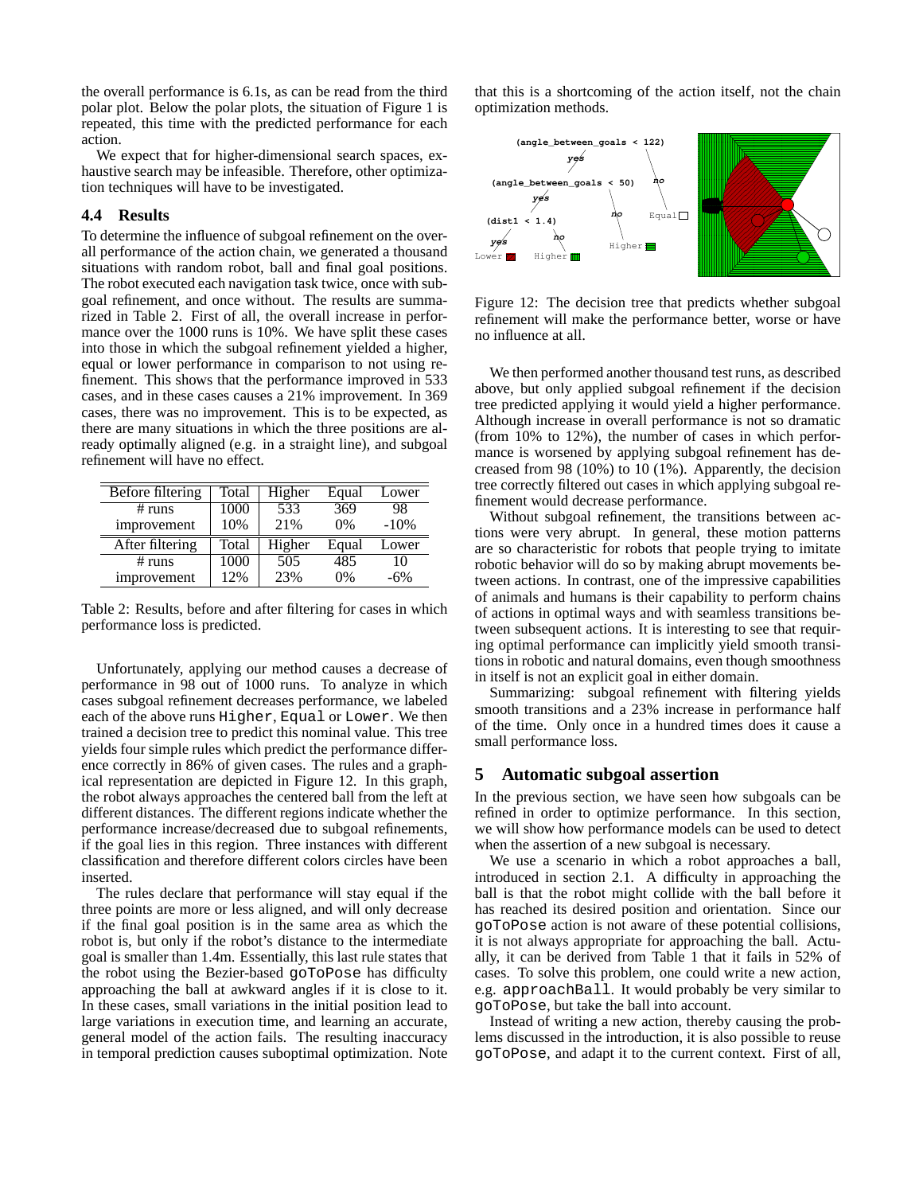the overall performance is 6.1s, as can be read from the third polar plot. Below the polar plots, the situation of Figure 1 is repeated, this time with the predicted performance for each action.

We expect that for higher-dimensional search spaces, exhaustive search may be infeasible. Therefore, other optimization techniques will have to be investigated.

### 4.4 Results

To determine the influence of subgoal refinement on the overall performance of the action chain, we generated a thousand situations with random robot, ball and final goal positions. The robot executed each navigation task twice, once with subgoal refinement, and once without. The results are summarized in Table 2. First of all, the overall increase in performance over the 1000 runs is 10%. We have split these cases into those in which the subgoal refinement yielded a higher, equal or lower performance in comparison to not using refinement. This shows that the performance improved in 533 cases, and in these cases causes a 21% improvement. In 369 cases, there was no improvement. This is to be expected, as there are many situations in which the three positions are already optimally aligned (e.g. in a straight line), and subgoal refinement will have no effect.

| Before filtering | Total | Higher | Equal | Lower |
|---|---|---|---|---|
| # runs | 1000 | 533 | 369 | 98 |
| improvement | 10% | 21% | 0% | -10% |
| After filtering | Total | Higher | Equal | Lower |
| # runs | 1000 | 505 | 485 | 10 |
| improvement | 12% | 23% | 0% | -6% |

Table 2: Results, before and after filtering for cases in which performance loss is predicted.

Unfortunately, applying our method causes a decrease of performance in 98 out of 1000 runs. To analyze in which cases subgoal refinement decreases performance, we labeled each of the above runs `Higher`, `Equal` or `Lower`. We then trained a decision tree to predict this nominal value. This tree yields four simple rules which predict the performance difference correctly in 86% of given cases. The rules and a graphical representation are depicted in Figure 12. In this graph, the robot always approaches the centered ball from the left at different distances. The different regions indicate whether the performance increase/decreased due to subgoal refinements, if the goal lies in this region. Three instances with different classification and therefore different colors circles have been inserted.

The rules declare that performance will stay equal if the three points are more or less aligned, and will only decrease if the final goal position is in the same area as which the robot is, but only if the robot's distance to the intermediate goal is smaller than 1.4m. Essentially, this last rule states that the robot using the Bezier-based `goToPose` has difficulty approaching the ball at awkward angles if it is close to it. In these cases, small variations in the initial position lead to large variations in execution time, and learning an accurate, general model of the action fails. The resulting inaccuracy in temporal prediction causes suboptimal optimization. Note that this is a shortcoming of the action itself, not the chain optimization methods.

(angle_between_goals < 122)
yes
no
(angle_between_goals < 50)
yes
no
Equal
(dist1 < 1.4)
yes
no
Higher
Lower
Higher

Figure 12: The decision tree that predicts whether subgoal refinement will make the performance better, worse or have no influence at all.

We then performed another thousand test runs, as described above, but only applied subgoal refinement if the decision tree predicted applying it would yield a higher performance. Although increase in overall performance is not so dramatic (from 10% to 12%), the number of cases in which performance is worsened by applying subgoal refinement has decreased from 98 (10%) to 10 (1%). Apparently, the decision tree correctly filtered out cases in which applying subgoal refinement would decrease performance.

Without subgoal refinement, the transitions between actions were very abrupt. In general, these motion patterns are so characteristic for robots that people trying to imitate robotic behavior will do so by making abrupt movements between actions. In contrast, one of the impressive capabilities of animals and humans is their capability to perform chains of actions in optimal ways and with seamless transitions between subsequent actions. It is interesting to see that requiring optimal performance can implicitly yield smooth transitions in robotic and natural domains, even though smoothness in itself is not an explicit goal in either domain.

Summarizing: subgoal refinement with filtering yields smooth transitions and a 23% increase in performance half of the time. Only once in a hundred times does it cause a small performance loss.

## 5 Automatic subgoal assertion

In the previous section, we have seen how subgoals can be refined in order to optimize performance. In this section, we will show how performance models can be used to detect when the assertion of a new subgoal is necessary.

We use a scenario in which a robot approaches a ball, introduced in section 2.1. A difficulty in approaching the ball is that the robot might collide with the ball before it has reached its desired position and orientation. Since our `goToPose` action is not aware of these potential collisions, it is not always appropriate for approaching the ball. Actually, it can be derived from Table 1 that it fails in 52% of cases. To solve this problem, one could write a new action, e.g. `approachBall`. It would probably be very similar to `goToPose`, but take the ball into account.

Instead of writing a new action, thereby causing the problems discussed in the introduction, it is also possible to reuse `goToPose`, and adapt it to the current context. First of all,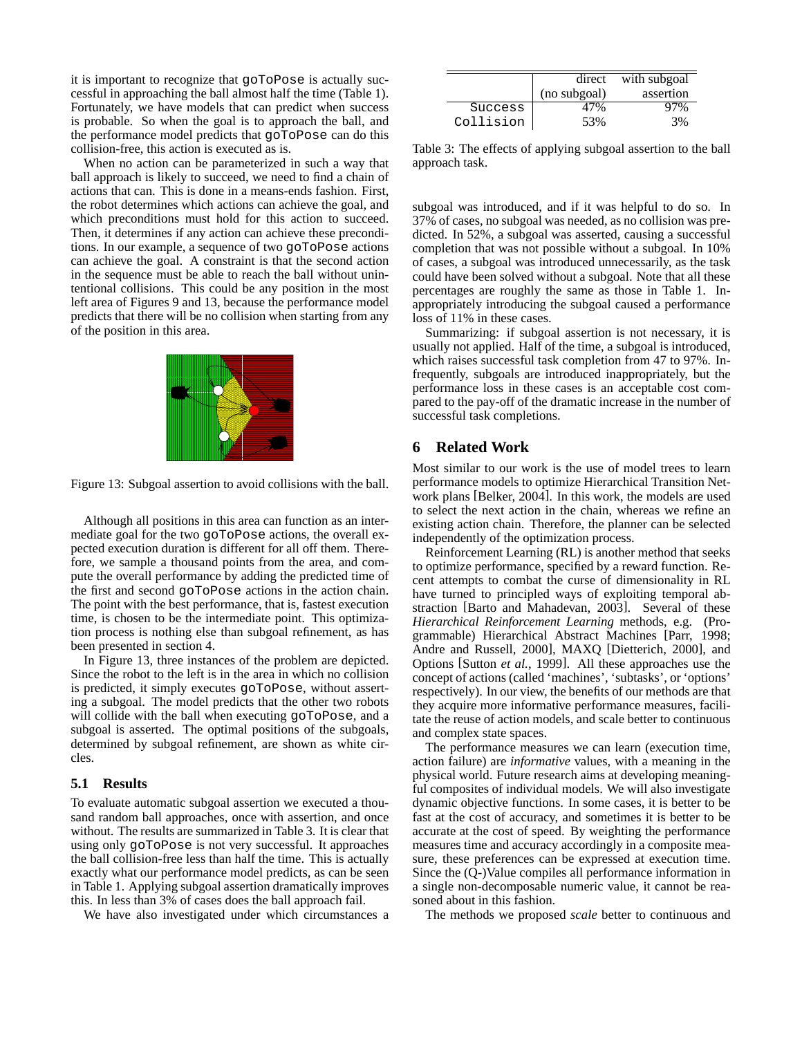it is important to recognize that goToPose is actually successful in approaching the ball almost half the time (Table 1). Fortunately, we have models that can predict when success is probable. So when the goal is to approach the ball, and the performance model predicts that goToPose can do this collision-free, this action is executed as is.

When no action can be parameterized in such a way that ball approach is likely to succeed, we need to find a chain of actions that can. This is done in a means-ends fashion. First, the robot determines which actions can achieve the goal, and which preconditions must hold for this action to succeed. Then, it determines if any action can achieve these preconditions. In our example, a sequence of two goToPose actions can achieve the goal. A constraint is that the second action in the sequence must be able to reach the ball without unintentional collisions. This could be any position in the most left area of Figures 9 and 13, because the performance model predicts that there will be no collision when starting from any of the position in this area.

Figure 13: Subgoal assertion to avoid collisions with the ball.

Although all positions in this area can function as an intermediate goal for the two goToPose actions, the overall expected execution duration is different for all off them. Therefore, we sample a thousand points from the area, and compute the overall performance by adding the predicted time of the first and second goToPose actions in the action chain. The point with the best performance, that is, fastest execution time, is chosen to be the intermediate point. This optimization process is nothing else than subgoal refinement, as has been presented in section 4.

In Figure 13, three instances of the problem are depicted. Since the robot to the left is in the area in which no collision is predicted, it simply executes goToPose, without asserting a subgoal. The model predicts that the other two robots will collide with the ball when executing goToPose, and a subgoal is asserted. The optimal positions of the subgoals, determined by subgoal refinement, are shown as white circles.

### 5.1 Results

To evaluate automatic subgoal assertion we executed a thousand random ball approaches, once with assertion, and once without. The results are summarized in Table 3. It is clear that using only goToPose is not very successful. It approaches the ball collision-free less than half the time. This is actually exactly what our performance model predicts, as can be seen in Table 1. Applying subgoal assertion dramatically improves this. In less than 3% of cases does the ball approach fail.

We have also investigated under which circumstances a

| | direct (no subgoal) | with subgoal assertion |
|---|---|---|
| Success | 47% | 97% |
| Collision | 53% | 3% |

Table 3: The effects of applying subgoal assertion to the ball approach task.

subgoal was introduced, and if it was helpful to do so. In 37% of cases, no subgoal was needed, as no collision was predicted. In 52%, a subgoal was asserted, causing a successful completion that was not possible without a subgoal. In 10% of cases, a subgoal was introduced unnecessarily, as the task could have been solved without a subgoal. Note that all these percentages are roughly the same as those in Table 1. Inappropriately introducing the subgoal caused a performance loss of 11% in these cases.

Summarizing: if subgoal assertion is not necessary, it is usually not applied. Half of the time, a subgoal is introduced, which raises successful task completion from 47 to 97%. Infrequently, subgoals are introduced inappropriately, but the performance loss in these cases is an acceptable cost compared to the pay-off of the dramatic increase in the number of successful task completions.

## 6 Related Work

Most similar to our work is the use of model trees to learn performance models to optimize Hierarchical Transition Network plans [Belker, 2004]. In this work, the models are used to select the next action in the chain, whereas we refine an existing action chain. Therefore, the planner can be selected independently of the optimization process.

Reinforcement Learning (RL) is another method that seeks to optimize performance, specified by a reward function. Recent attempts to combat the curse of dimensionality in RL have turned to principled ways of exploiting temporal abstraction [Barto and Mahadevan, 2003]. Several of these *Hierarchical Reinforcement Learning* methods, e.g. (Programmable) Hierarchical Abstract Machines [Parr, 1998; Andre and Russell, 2000], MAXQ [Dietterich, 2000], and Options [Sutton *et al.*, 1999]. All these approaches use the concept of actions (called 'machines', 'subtasks', or 'options' respectively). In our view, the benefits of our methods are that they acquire more informative performance measures, facilitate the reuse of action models, and scale better to continuous and complex state spaces.

The performance measures we can learn (execution time, action failure) are *informative* values, with a meaning in the physical world. Future research aims at developing meaningful composites of individual models. We will also investigate dynamic objective functions. In some cases, it is better to be fast at the cost of accuracy, and sometimes it is better to be accurate at the cost of speed. By weighting the performance measures time and accuracy accordingly in a composite measure, these preferences can be expressed at execution time. Since the (Q-)Value compiles all performance information in a single non-decomposable numeric value, it cannot be reasoned about in this fashion.

The methods we proposed *scale* better to continuous and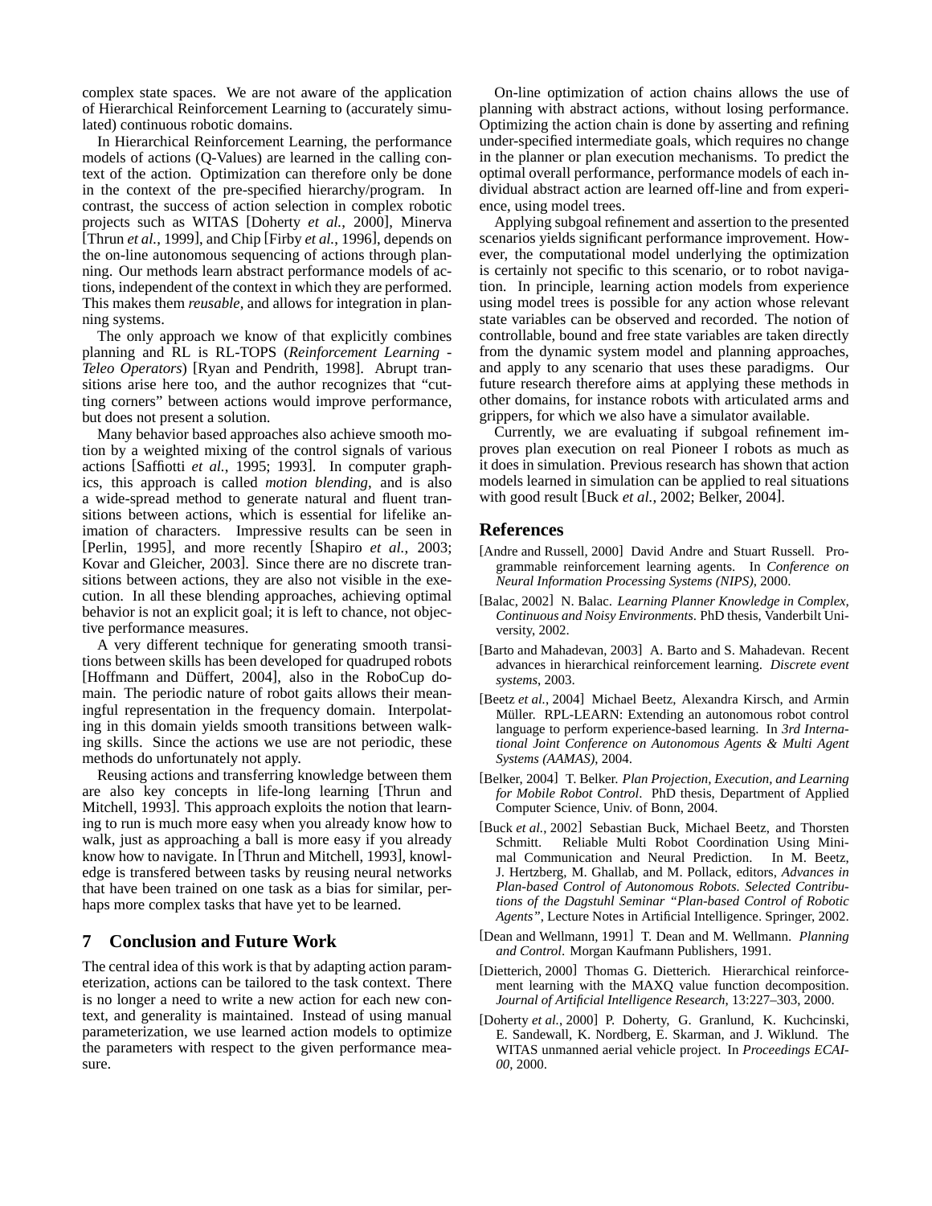complex state spaces. We are not aware of the application of Hierarchical Reinforcement Learning to (accurately simulated) continuous robotic domains.

In Hierarchical Reinforcement Learning, the performance models of actions (Q-Values) are learned in the calling context of the action. Optimization can therefore only be done in the context of the pre-specified hierarchy/program. In contrast, the success of action selection in complex robotic projects such as WITAS [Doherty *et al.*, 2000], Minerva [Thrun *et al.*, 1999], and Chip [Firby *et al.*, 1996], depends on the on-line autonomous sequencing of actions through planning. Our methods learn abstract performance models of actions, independent of the context in which they are performed. This makes them *reusable*, and allows for integration in planning systems.

The only approach we know of that explicitly combines planning and RL is RL-TOPS (*Reinforcement Learning - Teleo Operators*) [Ryan and Pendrith, 1998]. Abrupt transitions arise here too, and the author recognizes that "cutting corners" between actions would improve performance, but does not present a solution.

Many behavior based approaches also achieve smooth motion by a weighted mixing of the control signals of various actions [Saffiotti *et al.*, 1995; 1993]. In computer graphics, this approach is called *motion blending*, and is also a wide-spread method to generate natural and fluent transitions between actions, which is essential for lifelike animation of characters. Impressive results can be seen in [Perlin, 1995], and more recently [Shapiro *et al.*, 2003; Kovar and Gleicher, 2003]. Since there are no discrete transitions between actions, they are also not visible in the execution. In all these blending approaches, achieving optimal behavior is not an explicit goal; it is left to chance, not objective performance measures.

A very different technique for generating smooth transitions between skills has been developed for quadruped robots [Hoffmann and Düffert, 2004], also in the RoboCup domain. The periodic nature of robot gaits allows their meaningful representation in the frequency domain. Interpolating in this domain yields smooth transitions between walking skills. Since the actions we use are not periodic, these methods do unfortunately not apply.

Reusing actions and transferring knowledge between them are also key concepts in life-long learning [Thrun and Mitchell, 1993]. This approach exploits the notion that learning to run is much more easy when you already know how to walk, just as approaching a ball is more easy if you already know how to navigate. In [Thrun and Mitchell, 1993], knowledge is transfered between tasks by reusing neural networks that have been trained on one task as a bias for similar, perhaps more complex tasks that have yet to be learned.

## 7 Conclusion and Future Work

The central idea of this work is that by adapting action parameterization, actions can be tailored to the task context. There is no longer a need to write a new action for each new context, and generality is maintained. Instead of using manual parameterization, we use learned action models to optimize the parameters with respect to the given performance measure.

On-line optimization of action chains allows the use of planning with abstract actions, without losing performance. Optimizing the action chain is done by asserting and refining under-specified intermediate goals, which requires no change in the planner or plan execution mechanisms. To predict the optimal overall performance, performance models of each individual abstract action are learned off-line and from experience, using model trees.

Applying subgoal refinement and assertion to the presented scenarios yields significant performance improvement. However, the computational model underlying the optimization is certainly not specific to this scenario, or to robot navigation. In principle, learning action models from experience using model trees is possible for any action whose relevant state variables can be observed and recorded. The notion of controllable, bound and free state variables are taken directly from the dynamic system model and planning approaches, and apply to any scenario that uses these paradigms. Our future research therefore aims at applying these methods in other domains, for instance robots with articulated arms and grippers, for which we also have a simulator available.

Currently, we are evaluating if subgoal refinement improves plan execution on real Pioneer I robots as much as it does in simulation. Previous research has shown that action models learned in simulation can be applied to real situations with good result [Buck *et al.*, 2002; Belker, 2004].

## References

[Andre and Russell, 2000] David Andre and Stuart Russell. Programmable reinforcement learning agents. In *Conference on Neural Information Processing Systems (NIPS)*, 2000.

[Balac, 2002] N. Balac. *Learning Planner Knowledge in Complex, Continuous and Noisy Environments*. PhD thesis, Vanderbilt University, 2002.

[Barto and Mahadevan, 2003] A. Barto and S. Mahadevan. Recent advances in hierarchical reinforcement learning. *Discrete event systems*, 2003.

[Beetz *et al.*, 2004] Michael Beetz, Alexandra Kirsch, and Armin Müller. RPL-LEARN: Extending an autonomous robot control language to perform experience-based learning. In *3rd International Joint Conference on Autonomous Agents & Multi Agent Systems (AAMAS)*, 2004.

[Belker, 2004] T. Belker. *Plan Projection, Execution, and Learning for Mobile Robot Control*. PhD thesis, Department of Applied Computer Science, Univ. of Bonn, 2004.

[Buck *et al.*, 2002] Sebastian Buck, Michael Beetz, and Thorsten Schmitt. Reliable Multi Robot Coordination Using Minimal Communication and Neural Prediction. In M. Beetz, J. Hertzberg, M. Ghallab, and M. Pollack, editors, *Advances in Plan-based Control of Autonomous Robots. Selected Contributions of the Dagstuhl Seminar "Plan-based Control of Robotic Agents"*, Lecture Notes in Artificial Intelligence. Springer, 2002.

[Dean and Wellmann, 1991] T. Dean and M. Wellmann. *Planning and Control*. Morgan Kaufmann Publishers, 1991.

[Dietterich, 2000] Thomas G. Dietterich. Hierarchical reinforcement learning with the MAXQ value function decomposition. *Journal of Artificial Intelligence Research*, 13:227–303, 2000.

[Doherty *et al.*, 2000] P. Doherty, G. Granlund, K. Kuchcinski, E. Sandewall, K. Nordberg, E. Skarman, and J. Wiklund. The WITAS unmanned aerial vehicle project. In *Proceedings ECAI-00*, 2000.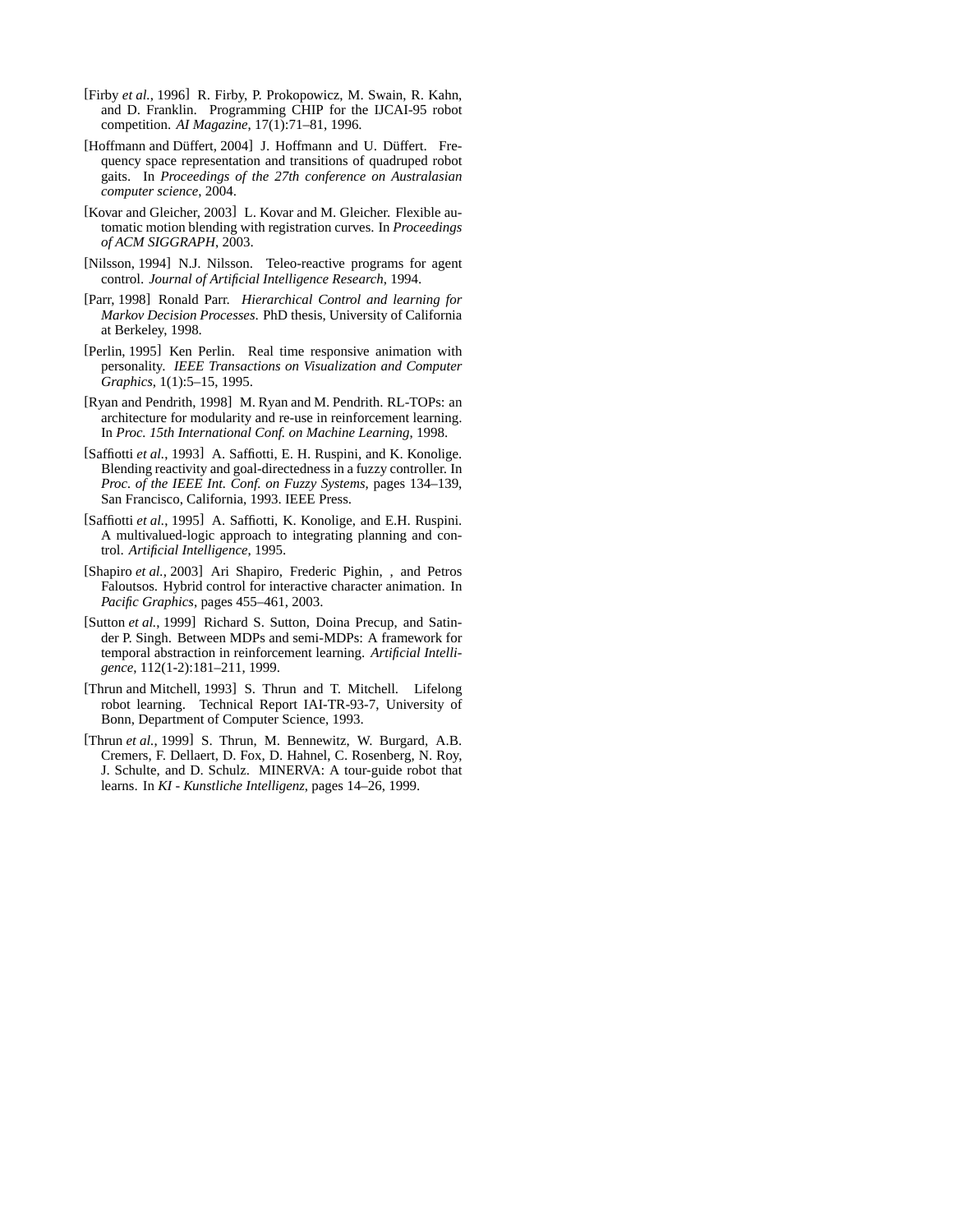[Firby *et al.*, 1996] R. Firby, P. Prokopowicz, M. Swain, R. Kahn, and D. Franklin. Programming CHIP for the IJCAI-95 robot competition. *AI Magazine*, 17(1):71–81, 1996.

[Hoffmann and Düffert, 2004] J. Hoffmann and U. Düffert. Frequency space representation and transitions of quadruped robot gaits. In *Proceedings of the 27th conference on Australasian computer science*, 2004.

[Kovar and Gleicher, 2003] L. Kovar and M. Gleicher. Flexible automatic motion blending with registration curves. In *Proceedings of ACM SIGGRAPH*, 2003.

[Nilsson, 1994] N.J. Nilsson. Teleo-reactive programs for agent control. *Journal of Artificial Intelligence Research*, 1994.

[Parr, 1998] Ronald Parr. *Hierarchical Control and learning for Markov Decision Processes*. PhD thesis, University of California at Berkeley, 1998.

[Perlin, 1995] Ken Perlin. Real time responsive animation with personality. *IEEE Transactions on Visualization and Computer Graphics*, 1(1):5–15, 1995.

[Ryan and Pendrith, 1998] M. Ryan and M. Pendrith. RL-TOPs: an architecture for modularity and re-use in reinforcement learning. In *Proc. 15th International Conf. on Machine Learning*, 1998.

[Saffiotti *et al.*, 1993] A. Saffiotti, E. H. Ruspini, and K. Konolige. Blending reactivity and goal-directedness in a fuzzy controller. In *Proc. of the IEEE Int. Conf. on Fuzzy Systems*, pages 134–139, San Francisco, California, 1993. IEEE Press.

[Saffiotti *et al.*, 1995] A. Saffiotti, K. Konolige, and E.H. Ruspini. A multivalued-logic approach to integrating planning and control. *Artificial Intelligence*, 1995.

[Shapiro *et al.*, 2003] Ari Shapiro, Frederic Pighin, , and Petros Faloutsos. Hybrid control for interactive character animation. In *Pacific Graphics*, pages 455–461, 2003.

[Sutton *et al.*, 1999] Richard S. Sutton, Doina Precup, and Satinder P. Singh. Between MDPs and semi-MDPs: A framework for temporal abstraction in reinforcement learning. *Artificial Intelligence*, 112(1-2):181–211, 1999.

[Thrun and Mitchell, 1993] S. Thrun and T. Mitchell. Lifelong robot learning. Technical Report IAI-TR-93-7, University of Bonn, Department of Computer Science, 1993.

[Thrun *et al.*, 1999] S. Thrun, M. Bennewitz, W. Burgard, A.B. Cremers, F. Dellaert, D. Fox, D. Hahnel, C. Rosenberg, N. Roy, J. Schulte, and D. Schulz. MINERVA: A tour-guide robot that learns. In *KI - Kunstliche Intelligenz*, pages 14–26, 1999.